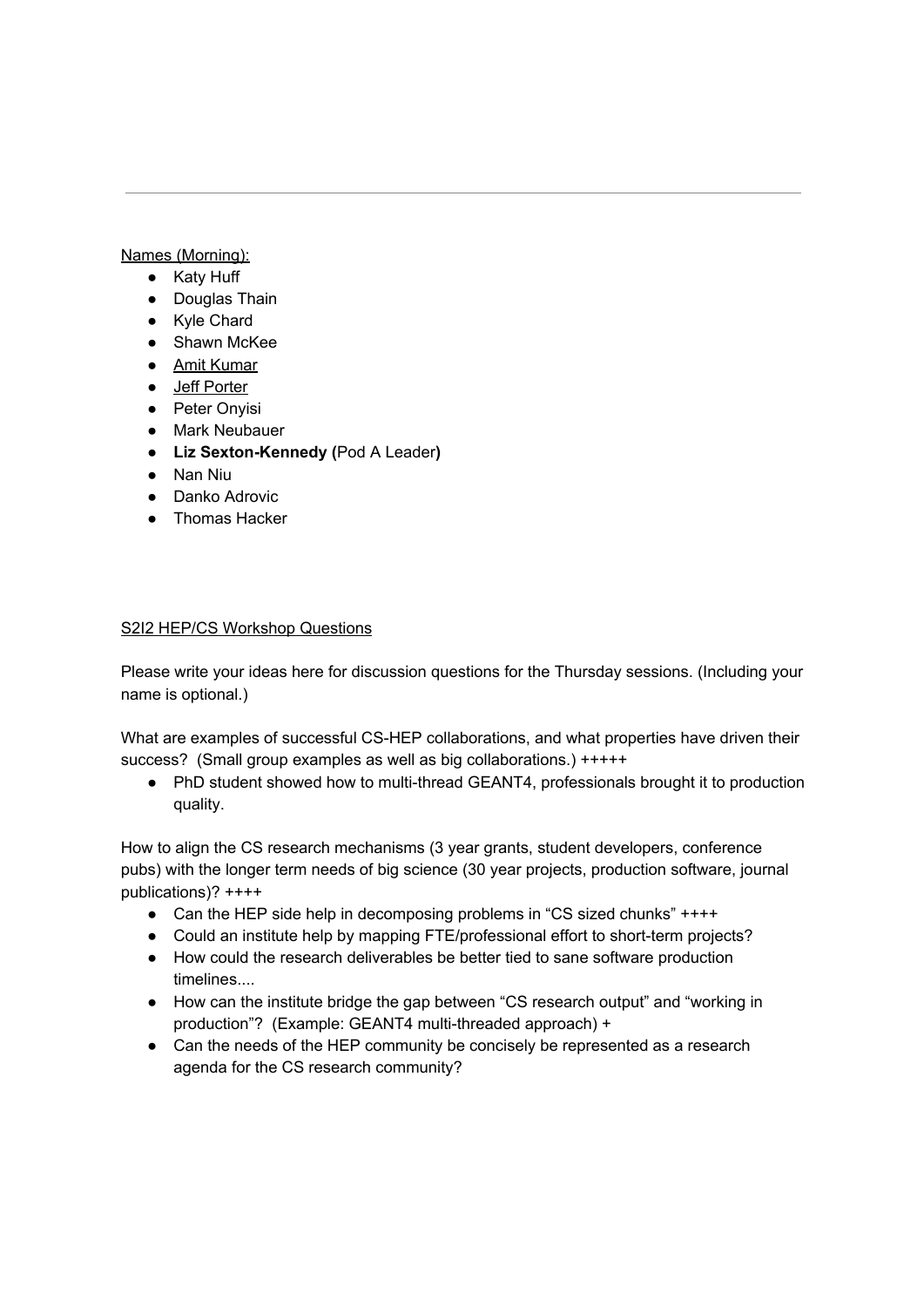---

Names (Morning):

- Katy Huff
- Douglas Thain
- Kyle Chard
- Shawn McKee
- Amit Kumar
- Jeff Porter
- Peter Onyisi
- Mark Neubauer
- **Liz Sexton-Kennedy (**Pod A Leader**)**
- Nan Niu
- Danko Adrovic
- Thomas Hacker

S2I2 HEP/CS Workshop Questions

Please write your ideas here for discussion questions for the Thursday sessions. (Including your name is optional.)

What are examples of successful CS-HEP collaborations, and what properties have driven their success? (Small group examples as well as big collaborations.) +++++

- PhD student showed how to multi-thread GEANT4, professionals brought it to production quality.

How to align the CS research mechanisms (3 year grants, student developers, conference pubs) with the longer term needs of big science (30 year projects, production software, journal publications)? ++++

- Can the HEP side help in decomposing problems in "CS sized chunks" ++++
- Could an institute help by mapping FTE/professional effort to short-term projects?
- How could the research deliverables be better tied to sane software production timelines....
- How can the institute bridge the gap between "CS research output" and "working in production"? (Example: GEANT4 multi-threaded approach) +
- Can the needs of the HEP community be concisely be represented as a research agenda for the CS research community?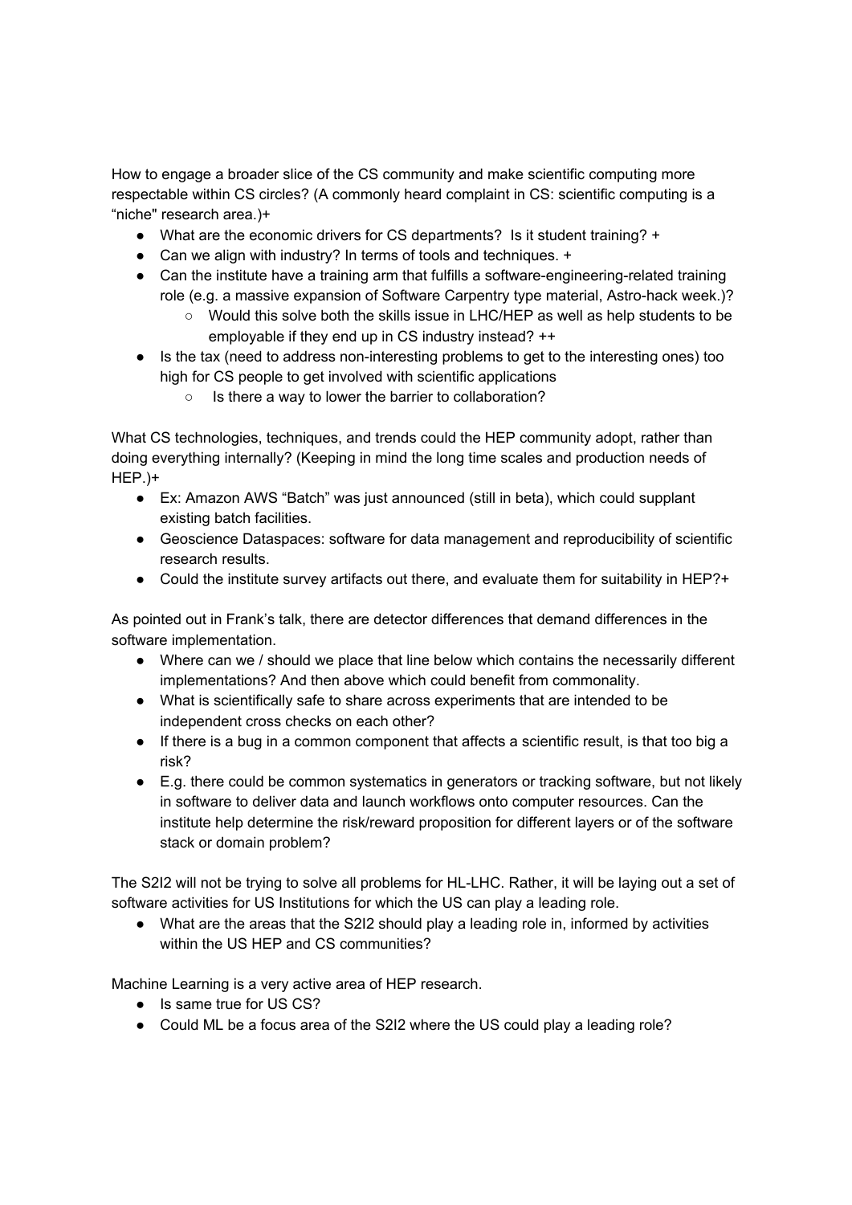How to engage a broader slice of the CS community and make scientific computing more respectable within CS circles? (A commonly heard complaint in CS: scientific computing is a "niche" research area.)+

- What are the economic drivers for CS departments? Is it student training? +
- Can we align with industry? In terms of tools and techniques. +
- Can the institute have a training arm that fulfills a software-engineering-related training role (e.g. a massive expansion of Software Carpentry type material, Astro-hack week.)?
  - Would this solve both the skills issue in LHC/HEP as well as help students to be employable if they end up in CS industry instead? ++
- Is the tax (need to address non-interesting problems to get to the interesting ones) too high for CS people to get involved with scientific applications
  - Is there a way to lower the barrier to collaboration?

What CS technologies, techniques, and trends could the HEP community adopt, rather than doing everything internally? (Keeping in mind the long time scales and production needs of HEP.)+

- Ex: Amazon AWS "Batch" was just announced (still in beta), which could supplant existing batch facilities.
- Geoscience Dataspaces: software for data management and reproducibility of scientific research results.
- Could the institute survey artifacts out there, and evaluate them for suitability in HEP?+

As pointed out in Frank's talk, there are detector differences that demand differences in the software implementation.

- Where can we / should we place that line below which contains the necessarily different implementations? And then above which could benefit from commonality.
- What is scientifically safe to share across experiments that are intended to be independent cross checks on each other?
- If there is a bug in a common component that affects a scientific result, is that too big a risk?
- E.g. there could be common systematics in generators or tracking software, but not likely in software to deliver data and launch workflows onto computer resources. Can the institute help determine the risk/reward proposition for different layers or of the software stack or domain problem?

The S2I2 will not be trying to solve all problems for HL-LHC. Rather, it will be laying out a set of software activities for US Institutions for which the US can play a leading role.

- What are the areas that the S2I2 should play a leading role in, informed by activities within the US HEP and CS communities?

Machine Learning is a very active area of HEP research.

- Is same true for US CS?
- Could ML be a focus area of the S2I2 where the US could play a leading role?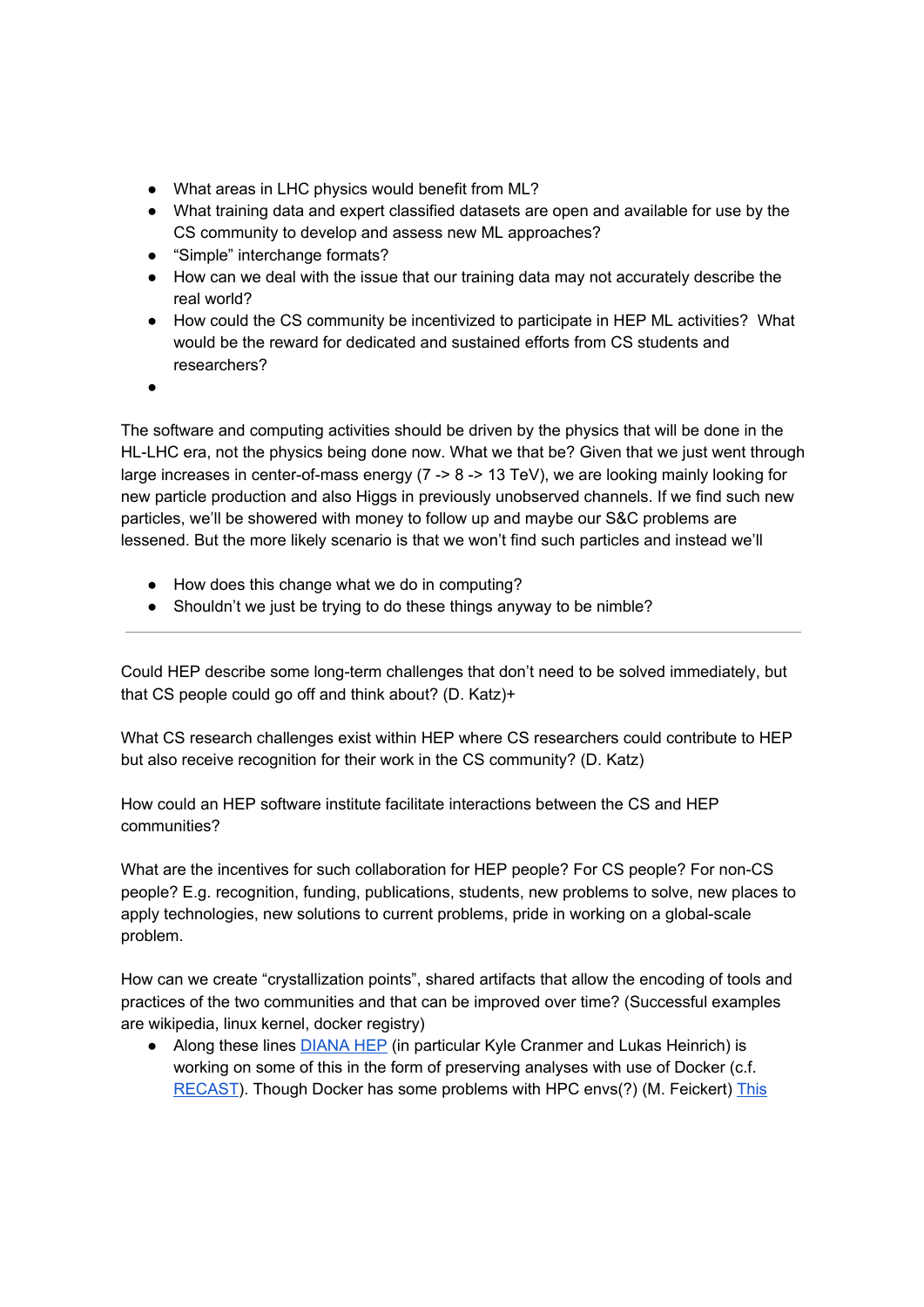- What areas in LHC physics would benefit from ML?
- What training data and expert classified datasets are open and available for use by the CS community to develop and assess new ML approaches?
- "Simple" interchange formats?
- How can we deal with the issue that our training data may not accurately describe the real world?
- How could the CS community be incentivized to participate in HEP ML activities? What would be the reward for dedicated and sustained efforts from CS students and researchers?
-

The software and computing activities should be driven by the physics that will be done in the HL-LHC era, not the physics being done now. What we that be? Given that we just went through large increases in center-of-mass energy (7 -> 8 -> 13 TeV), we are looking mainly looking for new particle production and also Higgs in previously unobserved channels. If we find such new particles, we'll be showered with money to follow up and maybe our S&C problems are lessened. But the more likely scenario is that we won't find such particles and instead we'll

- How does this change what we do in computing?
- Shouldn't we just be trying to do these things anyway to be nimble?

---

Could HEP describe some long-term challenges that don't need to be solved immediately, but that CS people could go off and think about? (D. Katz)+

What CS research challenges exist within HEP where CS researchers could contribute to HEP but also receive recognition for their work in the CS community? (D. Katz)

How could an HEP software institute facilitate interactions between the CS and HEP communities?

What are the incentives for such collaboration for HEP people? For CS people? For non-CS people? E.g. recognition, funding, publications, students, new problems to solve, new places to apply technologies, new solutions to current problems, pride in working on a global-scale problem.

How can we create "crystallization points", shared artifacts that allow the encoding of tools and practices of the two communities and that can be improved over time? (Successful examples are wikipedia, linux kernel, docker registry)

- Along these lines [DIANA HEP] (in particular Kyle Cranmer and Lukas Heinrich) is working on some of this in the form of preserving analyses with use of Docker (c.f. [RECAST]). Though Docker has some problems with HPC envs(?) (M. Feickert) [This]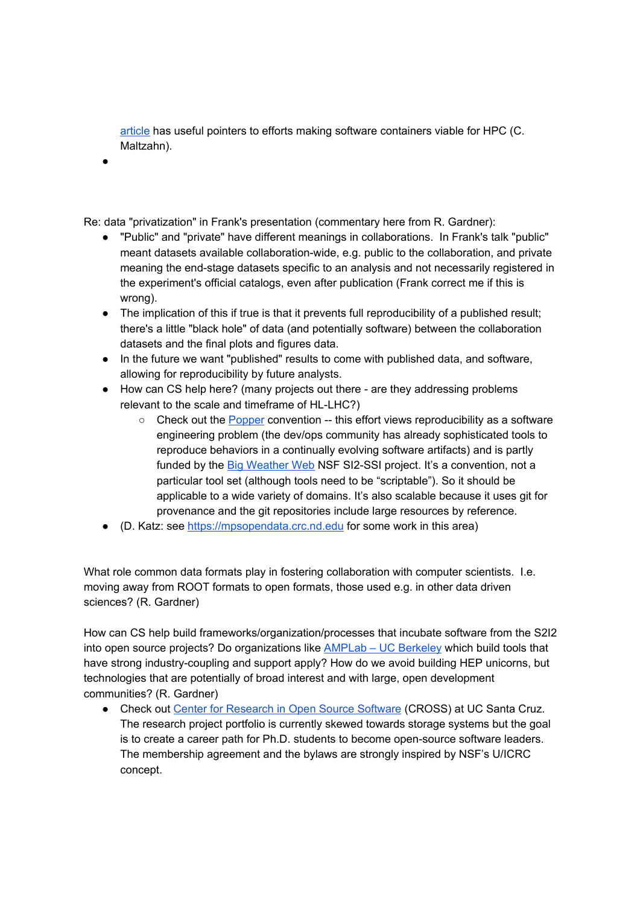[article](#) has useful pointers to efforts making software containers viable for HPC (C. Maltzahn).

- 

Re: data "privatization" in Frank's presentation (commentary here from R. Gardner):

- "Public" and "private" have different meanings in collaborations. In Frank's talk "public" meant datasets available collaboration-wide, e.g. public to the collaboration, and private meaning the end-stage datasets specific to an analysis and not necessarily registered in the experiment's official catalogs, even after publication (Frank correct me if this is wrong).
- The implication of this if true is that it prevents full reproducibility of a published result; there's a little "black hole" of data (and potentially software) between the collaboration datasets and the final plots and figures data.
- In the future we want "published" results to come with published data, and software, allowing for reproducibility by future analysts.
- How can CS help here? (many projects out there - are they addressing problems relevant to the scale and timeframe of HL-LHC?)
    - Check out the [Popper](#) convention -- this effort views reproducibility as a software engineering problem (the dev/ops community has already sophisticated tools to reproduce behaviors in a continually evolving software artifacts) and is partly funded by the [Big Weather Web](#) NSF SI2-SSI project. It's a convention, not a particular tool set (although tools need to be "scriptable"). So it should be applicable to a wide variety of domains. It's also scalable because it uses git for provenance and the git repositories include large resources by reference.
- (D. Katz: see [https://mpsopendata.crc.nd.edu](https://mpsopendata.crc.nd.edu) for some work in this area)

What role common data formats play in fostering collaboration with computer scientists. I.e. moving away from ROOT formats to open formats, those used e.g. in other data driven sciences? (R. Gardner)

How can CS help build frameworks/organization/processes that incubate software from the S2I2 into open source projects? Do organizations like [AMPLab – UC Berkeley](#) which build tools that have strong industry-coupling and support apply? How do we avoid building HEP unicorns, but technologies that are potentially of broad interest and with large, open development communities? (R. Gardner)

- Check out [Center for Research in Open Source Software](#) (CROSS) at UC Santa Cruz. The research project portfolio is currently skewed towards storage systems but the goal is to create a career path for Ph.D. students to become open-source software leaders. The membership agreement and the bylaws are strongly inspired by NSF's U/ICRC concept.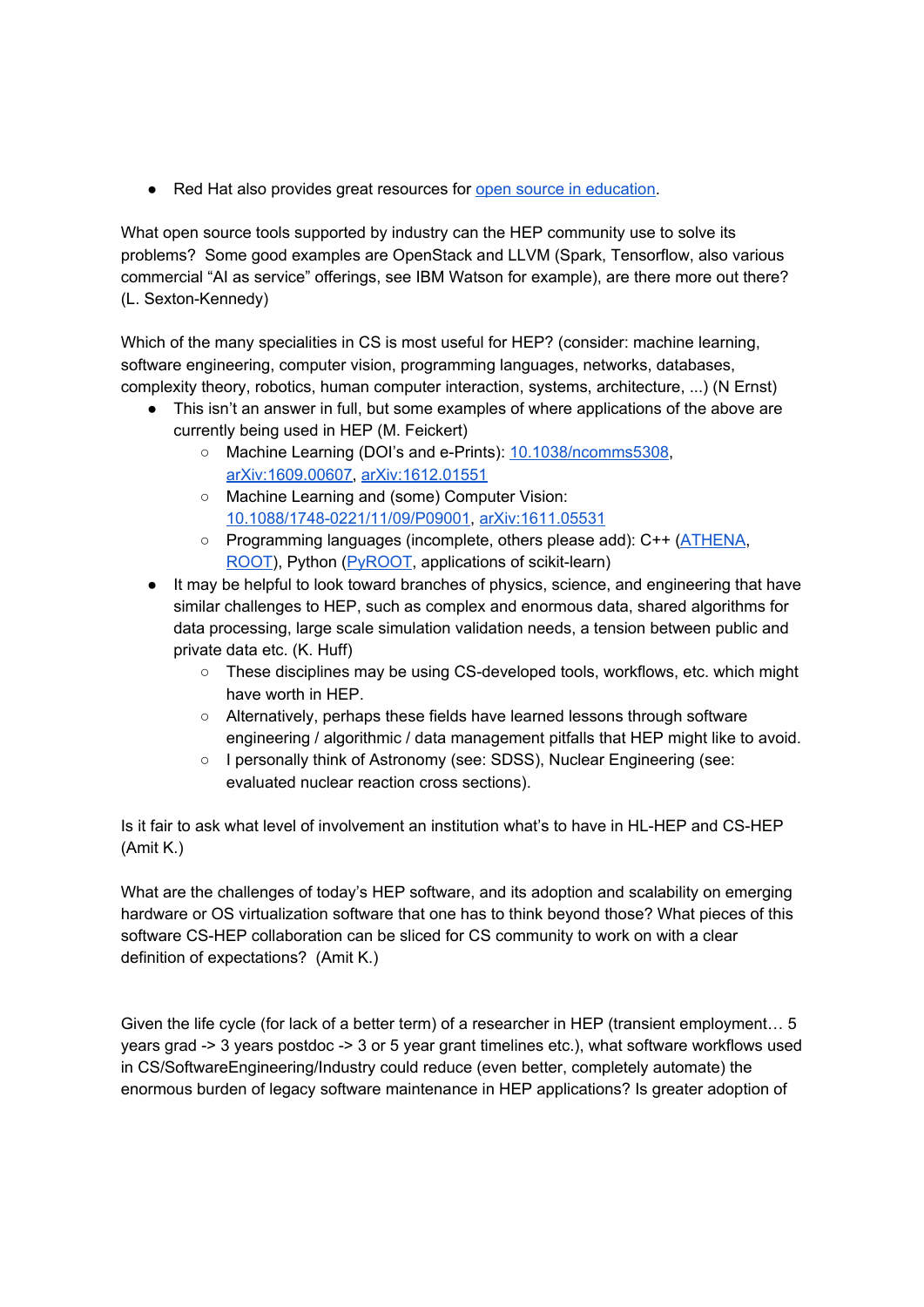- Red Hat also provides great resources for open source in education.

What open source tools supported by industry can the HEP community use to solve its problems? Some good examples are OpenStack and LLVM (Spark, Tensorflow, also various commercial "AI as service" offerings, see IBM Watson for example), are there more out there? (L. Sexton-Kennedy)

Which of the many specialities in CS is most useful for HEP? (consider: machine learning, software engineering, computer vision, programming languages, networks, databases, complexity theory, robotics, human computer interaction, systems, architecture, ...) (N Ernst)

- This isn't an answer in full, but some examples of where applications of the above are currently being used in HEP (M. Feickert)
    - Machine Learning (DOI's and e-Prints): 10.1038/ncomms5308, arXiv:1609.00607, arXiv:1612.01551
    - Machine Learning and (some) Computer Vision: 10.1088/1748-0221/11/09/P09001, arXiv:1611.05531
    - Programming languages (incomplete, others please add): C++ (ATHENA, ROOT), Python (PyROOT, applications of scikit-learn)
- It may be helpful to look toward branches of physics, science, and engineering that have similar challenges to HEP, such as complex and enormous data, shared algorithms for data processing, large scale simulation validation needs, a tension between public and private data etc. (K. Huff)
    - These disciplines may be using CS-developed tools, workflows, etc. which might have worth in HEP.
    - Alternatively, perhaps these fields have learned lessons through software engineering / algorithmic / data management pitfalls that HEP might like to avoid.
    - I personally think of Astronomy (see: SDSS), Nuclear Engineering (see: evaluated nuclear reaction cross sections).

Is it fair to ask what level of involvement an institution what's to have in HL-HEP and CS-HEP (Amit K.)

What are the challenges of today's HEP software, and its adoption and scalability on emerging hardware or OS virtualization software that one has to think beyond those? What pieces of this software CS-HEP collaboration can be sliced for CS community to work on with a clear definition of expectations? (Amit K.)

Given the life cycle (for lack of a better term) of a researcher in HEP (transient employment… 5 years grad -> 3 years postdoc -> 3 or 5 year grant timelines etc.), what software workflows used in CS/SoftwareEngineering/Industry could reduce (even better, completely automate) the enormous burden of legacy software maintenance in HEP applications? Is greater adoption of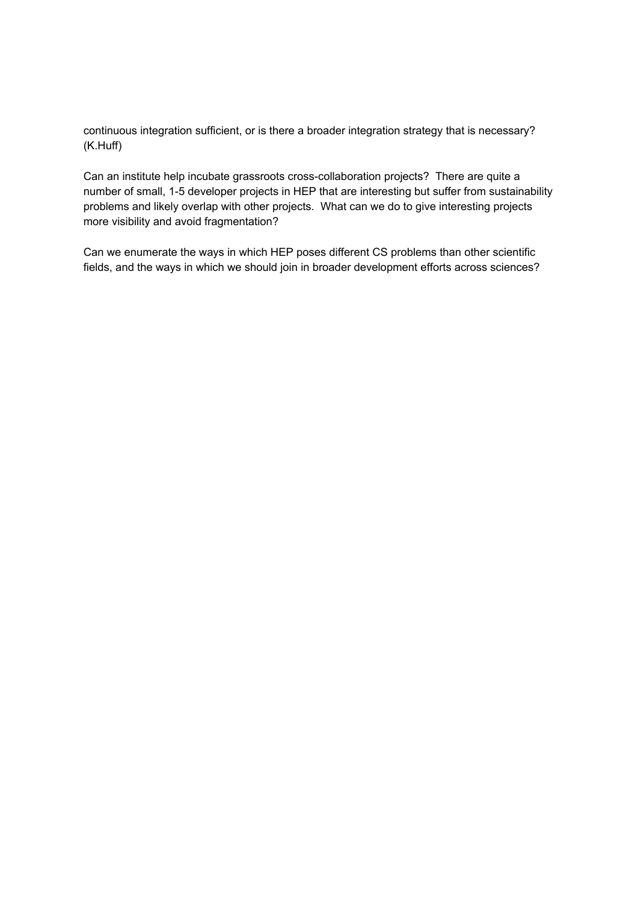continuous integration sufficient, or is there a broader integration strategy that is necessary? (K.Huff)

Can an institute help incubate grassroots cross-collaboration projects? There are quite a number of small, 1-5 developer projects in HEP that are interesting but suffer from sustainability problems and likely overlap with other projects. What can we do to give interesting projects more visibility and avoid fragmentation?

Can we enumerate the ways in which HEP poses different CS problems than other scientific fields, and the ways in which we should join in broader development efforts across sciences?